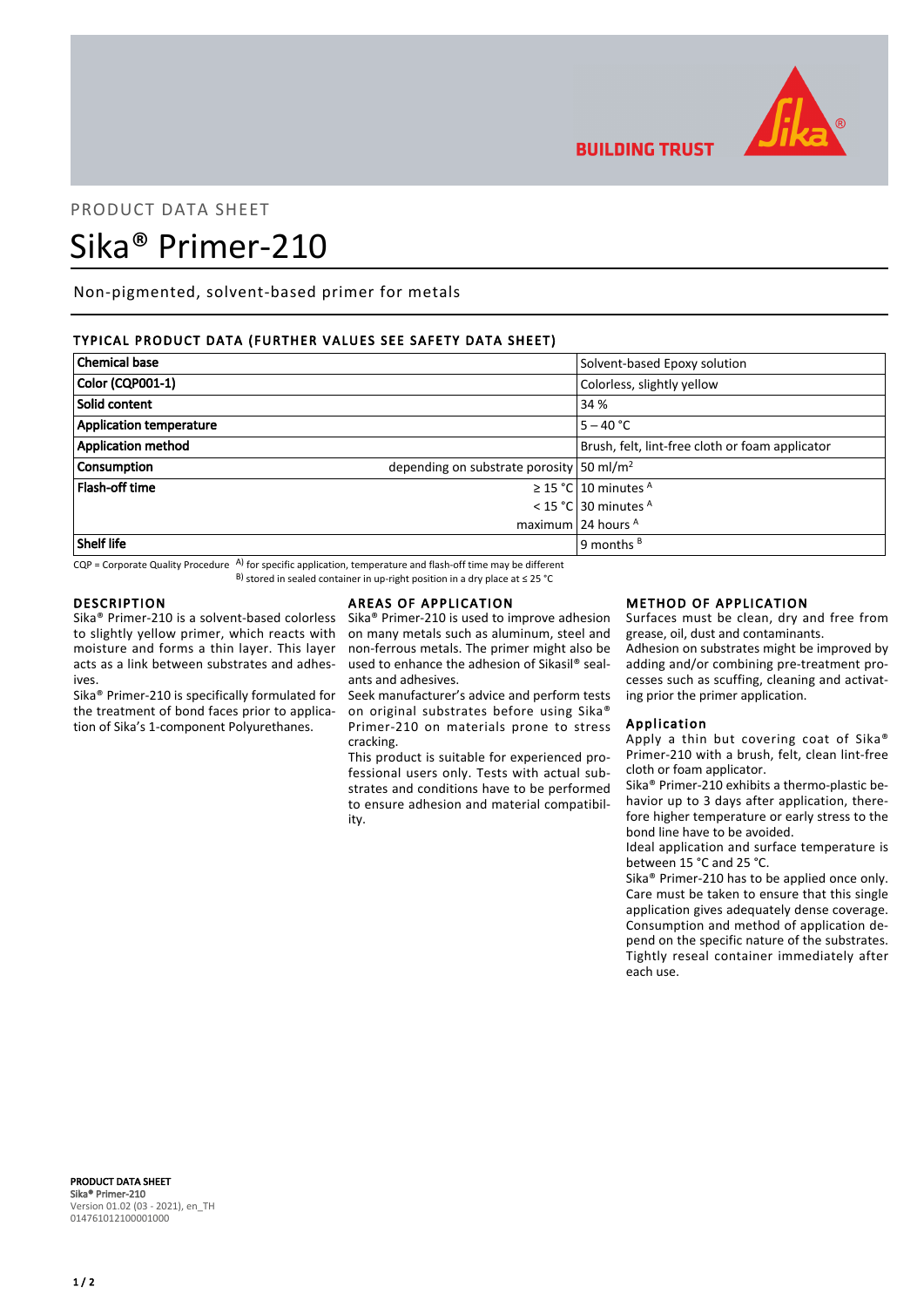BUILDING TRUST

PRODUCT DATA SHEET

# Sika® Primer-210

Non-pigmented, solvent-based primer for metals

## TYPICAL PRODUCT DATA (FURTHER VALUES SEE SAFETY DATA SHEET)

| Property | | Value |
|---|---|---|
| **Chemical base** | | Solvent-based Epoxy solution |
| **Color (CQP001-1)** | | Colorless, slightly yellow |
| **Solid content** | | 34 % |
| **Application temperature** | | 5 – 40 °C |
| **Application method** | | Brush, felt, lint-free cloth or foam applicator |
| **Consumption** | depending on substrate porosity | 50 ml/m² |
| **Flash-off time** | ≥ 15 °C | 10 minutes [A] |
| | < 15 °C | 30 minutes [A] |
| | maximum | 24 hours [A] |
| **Shelf life** | | 9 months [B] |

CQP = Corporate Quality Procedure [A] for specific application, temperature and flash-off time may be different
[B] stored in sealed container in up-right position in a dry place at ≤ 25 °C

## DESCRIPTION

Sika® Primer-210 is a solvent-based colorless to slightly yellow primer, which reacts with moisture and forms a thin layer. This layer acts as a link between substrates and adhesives.

Sika® Primer-210 is specifically formulated for the treatment of bond faces prior to application of Sika's 1-component Polyurethanes.

## AREAS OF APPLICATION

Sika® Primer-210 is used to improve adhesion on many metals such as aluminum, steel and non-ferrous metals. The primer might also be used to enhance the adhesion of Sikasil® sealants and adhesives.

Seek manufacturer's advice and perform tests on original substrates before using Sika® Primer-210 on materials prone to stress cracking.

This product is suitable for experienced professional users only. Tests with actual substrates and conditions have to be performed to ensure adhesion and material compatibility.

## METHOD OF APPLICATION

Surfaces must be clean, dry and free from grease, oil, dust and contaminants.

Adhesion on substrates might be improved by adding and/or combining pre-treatment processes such as scuffing, cleaning and activating prior the primer application.

### Application

Apply a thin but covering coat of Sika® Primer-210 with a brush, felt, clean lint-free cloth or foam applicator.

Sika® Primer-210 exhibits a thermo-plastic behavior up to 3 days after application, therefore higher temperature or early stress to the bond line have to be avoided.

Ideal application and surface temperature is between 15 °C and 25 °C.

Sika® Primer-210 has to be applied once only. Care must be taken to ensure that this single application gives adequately dense coverage. Consumption and method of application depend on the specific nature of the substrates. Tightly reseal container immediately after each use.

**PRODUCT DATA SHEET**
**Sika® Primer-210**
Version 01.02 (03 - 2021), en_TH
014761012100001000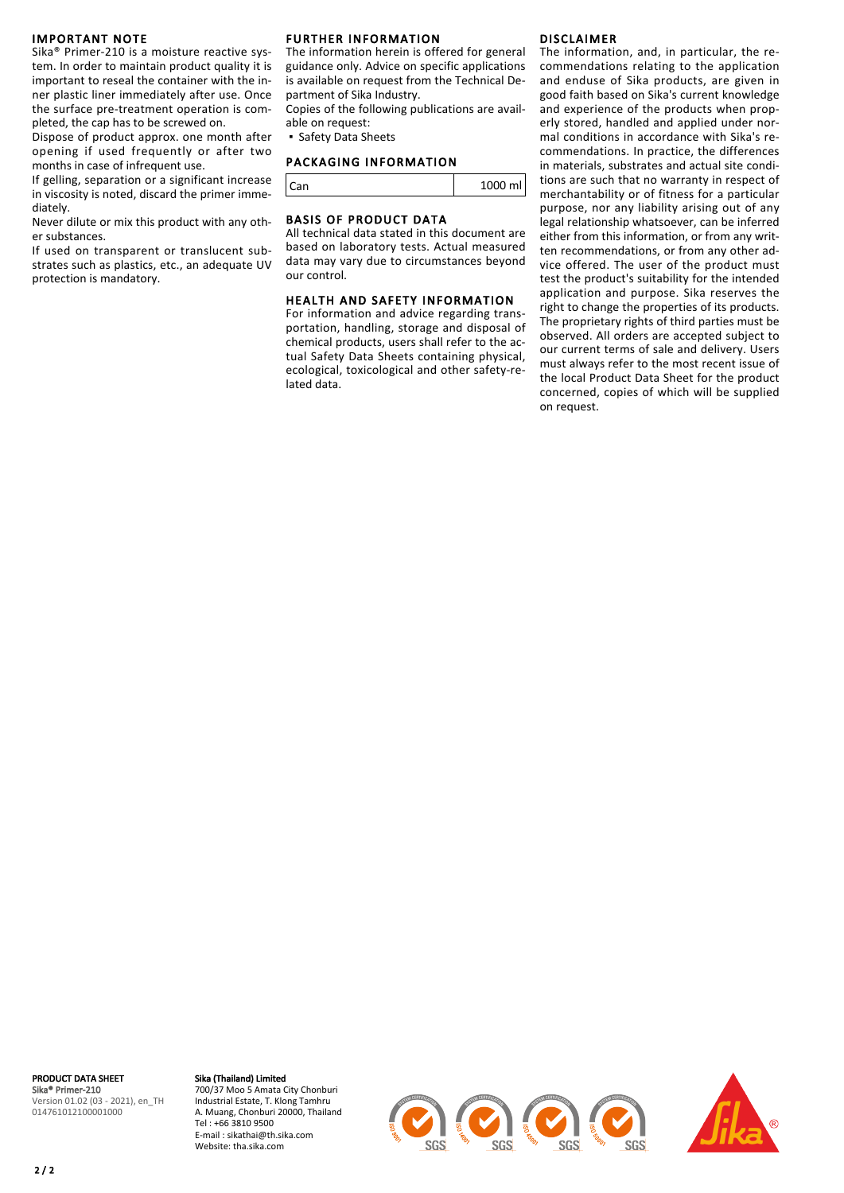## IMPORTANT NOTE

Sika® Primer-210 is a moisture reactive system. In order to maintain product quality it is important to reseal the container with the inner plastic liner immediately after use. Once the surface pre-treatment operation is completed, the cap has to be screwed on.

Dispose of product approx. one month after opening if used frequently or after two months in case of infrequent use.

If gelling, separation or a significant increase in viscosity is noted, discard the primer immediately.

Never dilute or mix this product with any other substances.

If used on transparent or translucent substrates such as plastics, etc., an adequate UV protection is mandatory.

## FURTHER INFORMATION

The information herein is offered for general guidance only. Advice on specific applications is available on request from the Technical Department of Sika Industry.

Copies of the following publications are available on request:

- Safety Data Sheets

## PACKAGING INFORMATION

| | |
|---|---|
| Can | 1000 ml |

## BASIS OF PRODUCT DATA

All technical data stated in this document are based on laboratory tests. Actual measured data may vary due to circumstances beyond our control.

## HEALTH AND SAFETY INFORMATION

For information and advice regarding transportation, handling, storage and disposal of chemical products, users shall refer to the actual Safety Data Sheets containing physical, ecological, toxicological and other safety-related data.

## DISCLAIMER

The information, and, in particular, the recommendations relating to the application and enduse of Sika products, are given in good faith based on Sika's current knowledge and experience of the products when properly stored, handled and applied under normal conditions in accordance with Sika's recommendations. In practice, the differences in materials, substrates and actual site conditions are such that no warranty in respect of merchantability or of fitness for a particular purpose, nor any liability arising out of any legal relationship whatsoever, can be inferred either from this information, or from any written recommendations, or from any other advice offered. The user of the product must test the product's suitability for the intended application and purpose. Sika reserves the right to change the properties of its products. The proprietary rights of third parties must be observed. All orders are accepted subject to our current terms of sale and delivery. Users must always refer to the most recent issue of the local Product Data Sheet for the product concerned, copies of which will be supplied on request.

**PRODUCT DATA SHEET**
**Sika® Primer-210**
Version 01.02 (03 - 2021), en_TH
014761012100001000

**Sika (Thailand) Limited**
700/37 Moo 5 Amata City Chonburi
Industrial Estate, T. Klong Tamhru
A. Muang, Chonburi 20000, Thailand
Tel : +66 3810 9500
E-mail : sikathai@th.sika.com
Website: tha.sika.com